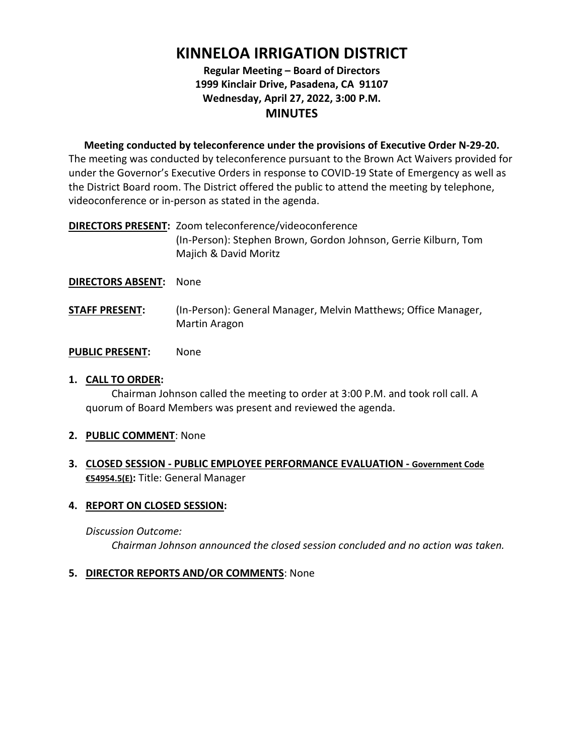# KINNELOA IRRIGATION DISTRICT

**Regular Meeting – Board of Directors**
**1999 Kinclair Drive, Pasadena, CA 91107**
**Wednesday, April 27, 2022, 3:00 P.M.**

## MINUTES

**Meeting conducted by teleconference under the provisions of Executive Order N-29-20.**
The meeting was conducted by teleconference pursuant to the Brown Act Waivers provided for under the Governor's Executive Orders in response to COVID-19 State of Emergency as well as the District Board room. The District offered the public to attend the meeting by telephone, videoconference or in-person as stated in the agenda.

**DIRECTORS PRESENT:** Zoom teleconference/videoconference
(In-Person): Stephen Brown, Gordon Johnson, Gerrie Kilburn, Tom Majich & David Moritz

**DIRECTORS ABSENT:** None

**STAFF PRESENT:** (In-Person): General Manager, Melvin Matthews; Office Manager, Martin Aragon

**PUBLIC PRESENT:** None

1. **CALL TO ORDER:**
   Chairman Johnson called the meeting to order at 3:00 P.M. and took roll call. A quorum of Board Members was present and reviewed the agenda.

2. **PUBLIC COMMENT**: None

3. **CLOSED SESSION - PUBLIC EMPLOYEE PERFORMANCE EVALUATION - Government Code €54954.5(E):** Title: General Manager

4. **REPORT ON CLOSED SESSION:**

   *Discussion Outcome:*
   *Chairman Johnson announced the closed session concluded and no action was taken.*

5. **DIRECTOR REPORTS AND/OR COMMENTS**: None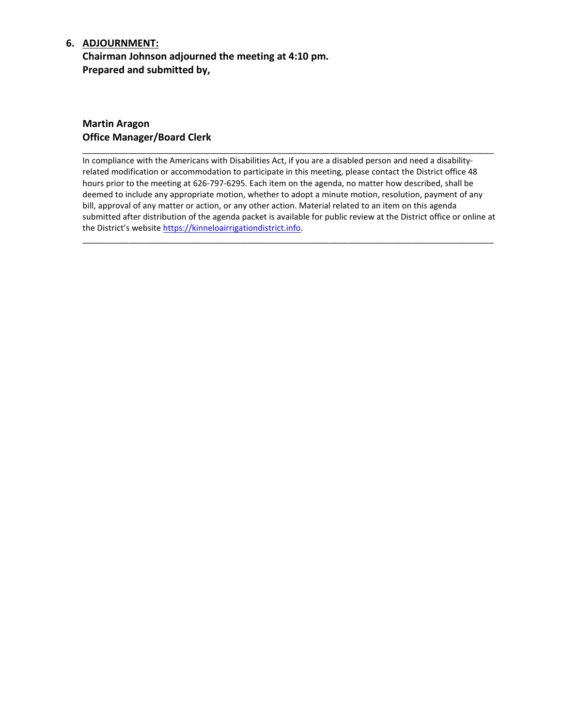6. **ADJOURNMENT:**

**Chairman Johnson adjourned the meeting at 4:10 pm.**
**Prepared and submitted by,**

**Martin Aragon**
**Office Manager/Board Clerk**

---

In compliance with the Americans with Disabilities Act, if you are a disabled person and need a disability-related modification or accommodation to participate in this meeting, please contact the District office 48 hours prior to the meeting at 626-797-6295. Each item on the agenda, no matter how described, shall be deemed to include any appropriate motion, whether to adopt a minute motion, resolution, payment of any bill, approval of any matter or action, or any other action. Material related to an item on this agenda submitted after distribution of the agenda packet is available for public review at the District office or online at the District's website https://kinneloairrigationdistrict.info.

---